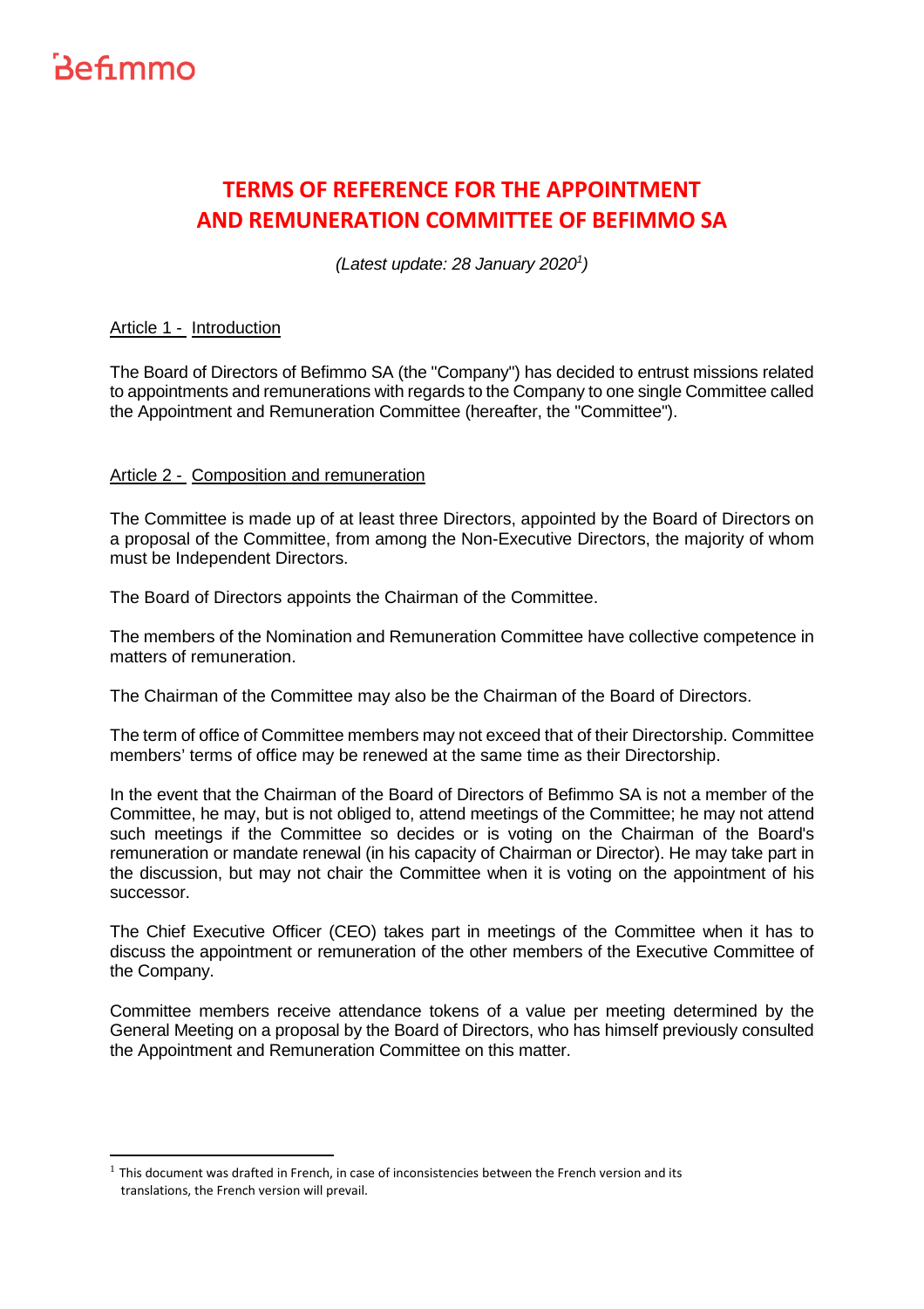Befimmo

# TERMS OF REFERENCE FOR THE APPOINTMENT AND REMUNERATION COMMITTEE OF BEFIMMO SA

*(Latest update: 28 January 2020[1])*

## Article 1 - Introduction

The Board of Directors of Befimmo SA (the "Company") has decided to entrust missions related to appointments and remunerations with regards to the Company to one single Committee called the Appointment and Remuneration Committee (hereafter, the "Committee").

## Article 2 - Composition and remuneration

The Committee is made up of at least three Directors, appointed by the Board of Directors on a proposal of the Committee, from among the Non-Executive Directors, the majority of whom must be Independent Directors.

The Board of Directors appoints the Chairman of the Committee.

The members of the Nomination and Remuneration Committee have collective competence in matters of remuneration.

The Chairman of the Committee may also be the Chairman of the Board of Directors.

The term of office of Committee members may not exceed that of their Directorship. Committee members' terms of office may be renewed at the same time as their Directorship.

In the event that the Chairman of the Board of Directors of Befimmo SA is not a member of the Committee, he may, but is not obliged to, attend meetings of the Committee; he may not attend such meetings if the Committee so decides or is voting on the Chairman of the Board's remuneration or mandate renewal (in his capacity of Chairman or Director). He may take part in the discussion, but may not chair the Committee when it is voting on the appointment of his successor.

The Chief Executive Officer (CEO) takes part in meetings of the Committee when it has to discuss the appointment or remuneration of the other members of the Executive Committee of the Company.

Committee members receive attendance tokens of a value per meeting determined by the General Meeting on a proposal by the Board of Directors, who has himself previously consulted the Appointment and Remuneration Committee on this matter.

[1] This document was drafted in French, in case of inconsistencies between the French version and its translations, the French version will prevail.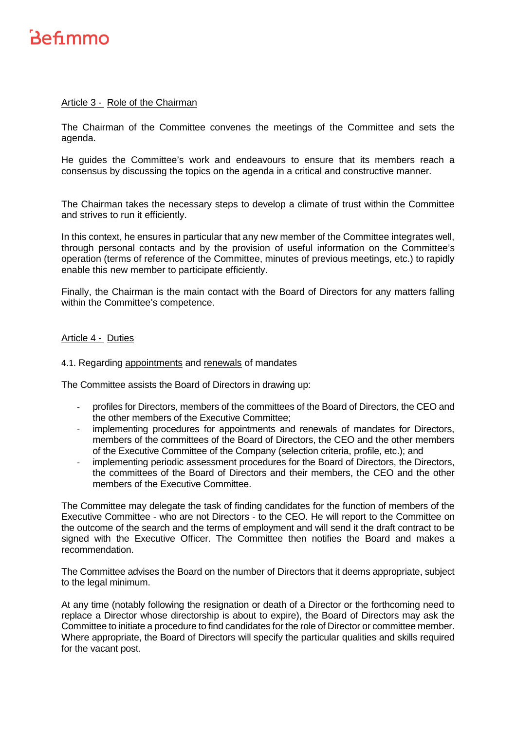## Article 3 - Role of the Chairman

The Chairman of the Committee convenes the meetings of the Committee and sets the agenda.

He guides the Committee's work and endeavours to ensure that its members reach a consensus by discussing the topics on the agenda in a critical and constructive manner.

The Chairman takes the necessary steps to develop a climate of trust within the Committee and strives to run it efficiently.

In this context, he ensures in particular that any new member of the Committee integrates well, through personal contacts and by the provision of useful information on the Committee's operation (terms of reference of the Committee, minutes of previous meetings, etc.) to rapidly enable this new member to participate efficiently.

Finally, the Chairman is the main contact with the Board of Directors for any matters falling within the Committee's competence.

## Article 4 - Duties

### 4.1. Regarding appointments and renewals of mandates

The Committee assists the Board of Directors in drawing up:

- profiles for Directors, members of the committees of the Board of Directors, the CEO and the other members of the Executive Committee;
- implementing procedures for appointments and renewals of mandates for Directors, members of the committees of the Board of Directors, the CEO and the other members of the Executive Committee of the Company (selection criteria, profile, etc.); and
- implementing periodic assessment procedures for the Board of Directors, the Directors, the committees of the Board of Directors and their members, the CEO and the other members of the Executive Committee.

The Committee may delegate the task of finding candidates for the function of members of the Executive Committee - who are not Directors - to the CEO. He will report to the Committee on the outcome of the search and the terms of employment and will send it the draft contract to be signed with the Executive Officer. The Committee then notifies the Board and makes a recommendation.

The Committee advises the Board on the number of Directors that it deems appropriate, subject to the legal minimum.

At any time (notably following the resignation or death of a Director or the forthcoming need to replace a Director whose directorship is about to expire), the Board of Directors may ask the Committee to initiate a procedure to find candidates for the role of Director or committee member. Where appropriate, the Board of Directors will specify the particular qualities and skills required for the vacant post.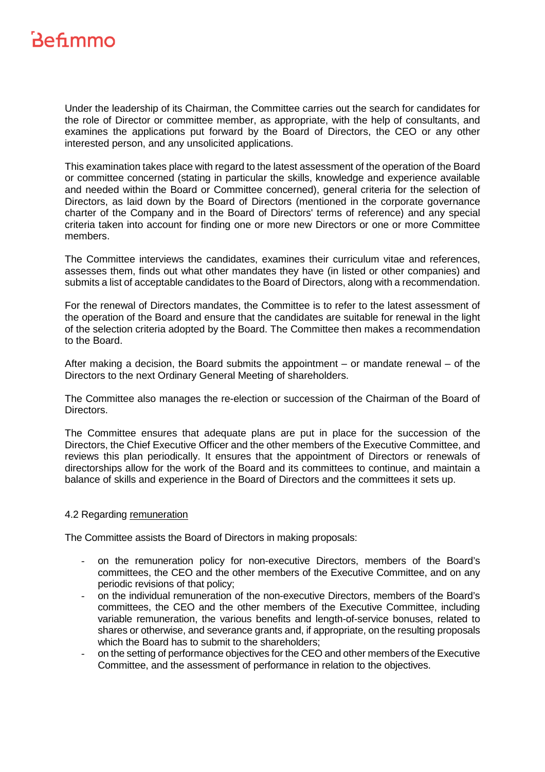Under the leadership of its Chairman, the Committee carries out the search for candidates for the role of Director or committee member, as appropriate, with the help of consultants, and examines the applications put forward by the Board of Directors, the CEO or any other interested person, and any unsolicited applications.

This examination takes place with regard to the latest assessment of the operation of the Board or committee concerned (stating in particular the skills, knowledge and experience available and needed within the Board or Committee concerned), general criteria for the selection of Directors, as laid down by the Board of Directors (mentioned in the corporate governance charter of the Company and in the Board of Directors' terms of reference) and any special criteria taken into account for finding one or more new Directors or one or more Committee members.

The Committee interviews the candidates, examines their curriculum vitae and references, assesses them, finds out what other mandates they have (in listed or other companies) and submits a list of acceptable candidates to the Board of Directors, along with a recommendation.

For the renewal of Directors mandates, the Committee is to refer to the latest assessment of the operation of the Board and ensure that the candidates are suitable for renewal in the light of the selection criteria adopted by the Board. The Committee then makes a recommendation to the Board.

After making a decision, the Board submits the appointment – or mandate renewal – of the Directors to the next Ordinary General Meeting of shareholders.

The Committee also manages the re-election or succession of the Chairman of the Board of Directors.

The Committee ensures that adequate plans are put in place for the succession of the Directors, the Chief Executive Officer and the other members of the Executive Committee, and reviews this plan periodically. It ensures that the appointment of Directors or renewals of directorships allow for the work of the Board and its committees to continue, and maintain a balance of skills and experience in the Board of Directors and the committees it sets up.

### 4.2 Regarding remuneration

The Committee assists the Board of Directors in making proposals:

- on the remuneration policy for non-executive Directors, members of the Board's committees, the CEO and the other members of the Executive Committee, and on any periodic revisions of that policy;
- on the individual remuneration of the non-executive Directors, members of the Board's committees, the CEO and the other members of the Executive Committee, including variable remuneration, the various benefits and length-of-service bonuses, related to shares or otherwise, and severance grants and, if appropriate, on the resulting proposals which the Board has to submit to the shareholders;
- on the setting of performance objectives for the CEO and other members of the Executive Committee, and the assessment of performance in relation to the objectives.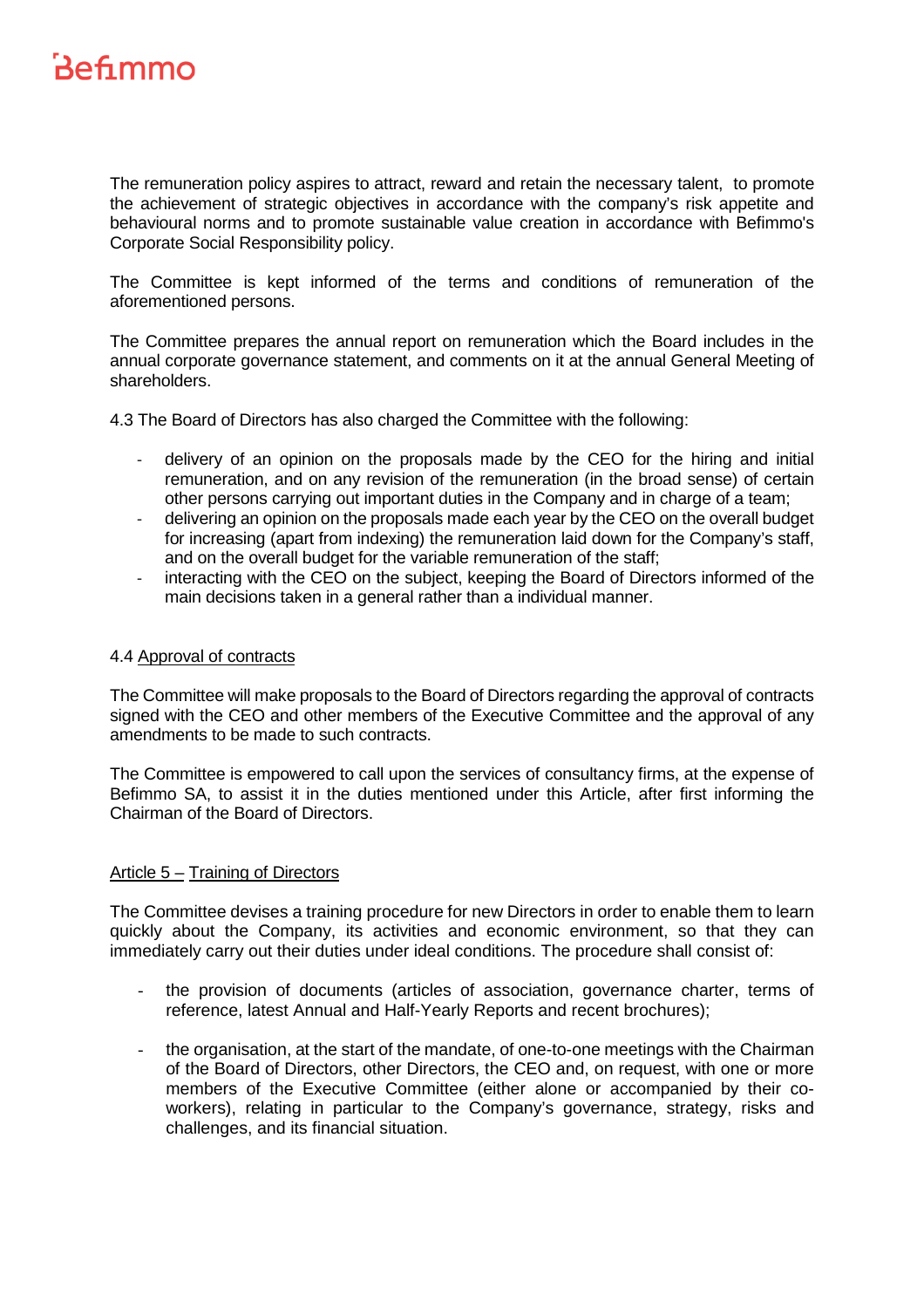The remuneration policy aspires to attract, reward and retain the necessary talent, to promote the achievement of strategic objectives in accordance with the company's risk appetite and behavioural norms and to promote sustainable value creation in accordance with Befimmo's Corporate Social Responsibility policy.

The Committee is kept informed of the terms and conditions of remuneration of the aforementioned persons.

The Committee prepares the annual report on remuneration which the Board includes in the annual corporate governance statement, and comments on it at the annual General Meeting of shareholders.

4.3 The Board of Directors has also charged the Committee with the following:

- delivery of an opinion on the proposals made by the CEO for the hiring and initial remuneration, and on any revision of the remuneration (in the broad sense) of certain other persons carrying out important duties in the Company and in charge of a team;
- delivering an opinion on the proposals made each year by the CEO on the overall budget for increasing (apart from indexing) the remuneration laid down for the Company's staff, and on the overall budget for the variable remuneration of the staff;
- interacting with the CEO on the subject, keeping the Board of Directors informed of the main decisions taken in a general rather than a individual manner.

4.4 Approval of contracts

The Committee will make proposals to the Board of Directors regarding the approval of contracts signed with the CEO and other members of the Executive Committee and the approval of any amendments to be made to such contracts.

The Committee is empowered to call upon the services of consultancy firms, at the expense of Befimmo SA, to assist it in the duties mentioned under this Article, after first informing the Chairman of the Board of Directors.

## Article 5 – Training of Directors

The Committee devises a training procedure for new Directors in order to enable them to learn quickly about the Company, its activities and economic environment, so that they can immediately carry out their duties under ideal conditions. The procedure shall consist of:

- the provision of documents (articles of association, governance charter, terms of reference, latest Annual and Half-Yearly Reports and recent brochures);

- the organisation, at the start of the mandate, of one-to-one meetings with the Chairman of the Board of Directors, other Directors, the CEO and, on request, with one or more members of the Executive Committee (either alone or accompanied by their co-workers), relating in particular to the Company's governance, strategy, risks and challenges, and its financial situation.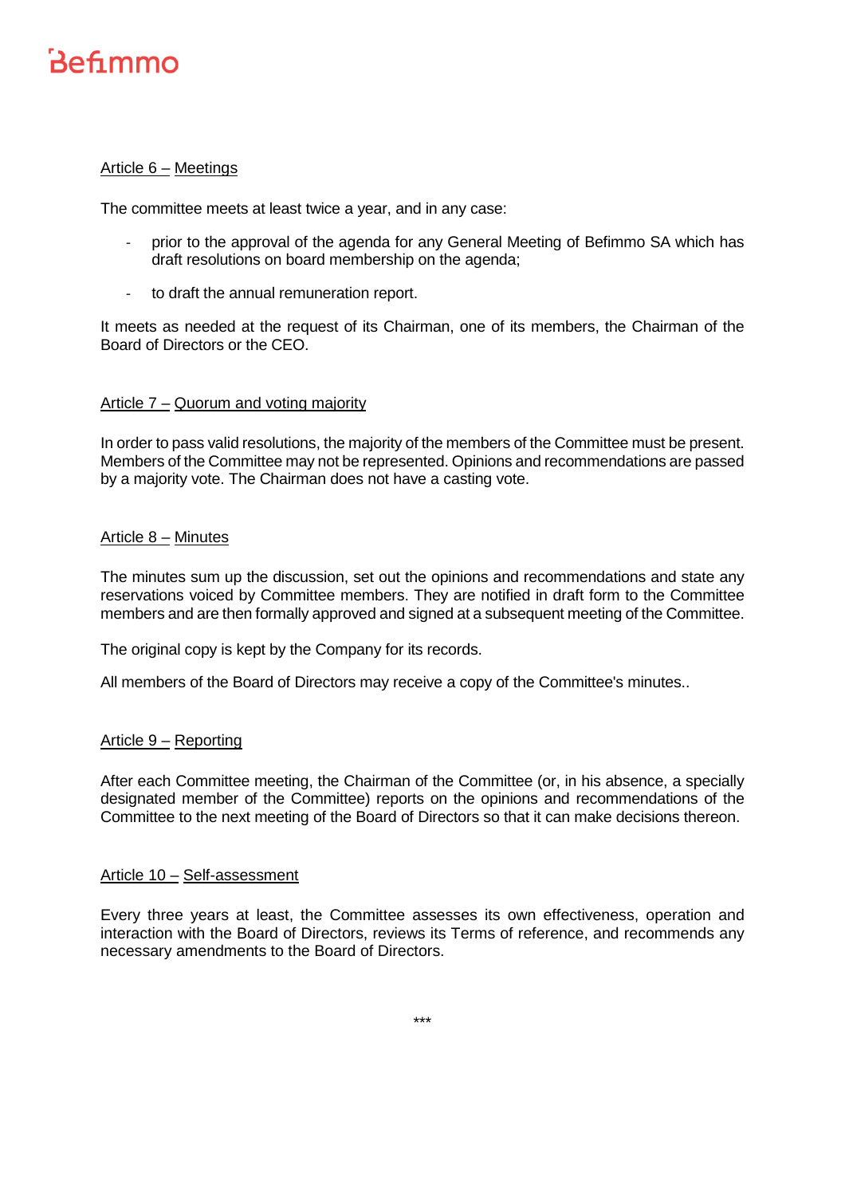Article 6 – Meetings

The committee meets at least twice a year, and in any case:

- prior to the approval of the agenda for any General Meeting of Befimmo SA which has draft resolutions on board membership on the agenda;
- to draft the annual remuneration report.

It meets as needed at the request of its Chairman, one of its members, the Chairman of the Board of Directors or the CEO.

Article 7 – Quorum and voting majority

In order to pass valid resolutions, the majority of the members of the Committee must be present. Members of the Committee may not be represented. Opinions and recommendations are passed by a majority vote. The Chairman does not have a casting vote.

Article 8 – Minutes

The minutes sum up the discussion, set out the opinions and recommendations and state any reservations voiced by Committee members. They are notified in draft form to the Committee members and are then formally approved and signed at a subsequent meeting of the Committee.

The original copy is kept by the Company for its records.

All members of the Board of Directors may receive a copy of the Committee's minutes..

Article 9 – Reporting

After each Committee meeting, the Chairman of the Committee (or, in his absence, a specially designated member of the Committee) reports on the opinions and recommendations of the Committee to the next meeting of the Board of Directors so that it can make decisions thereon.

Article 10 – Self-assessment

Every three years at least, the Committee assesses its own effectiveness, operation and interaction with the Board of Directors, reviews its Terms of reference, and recommends any necessary amendments to the Board of Directors.

***